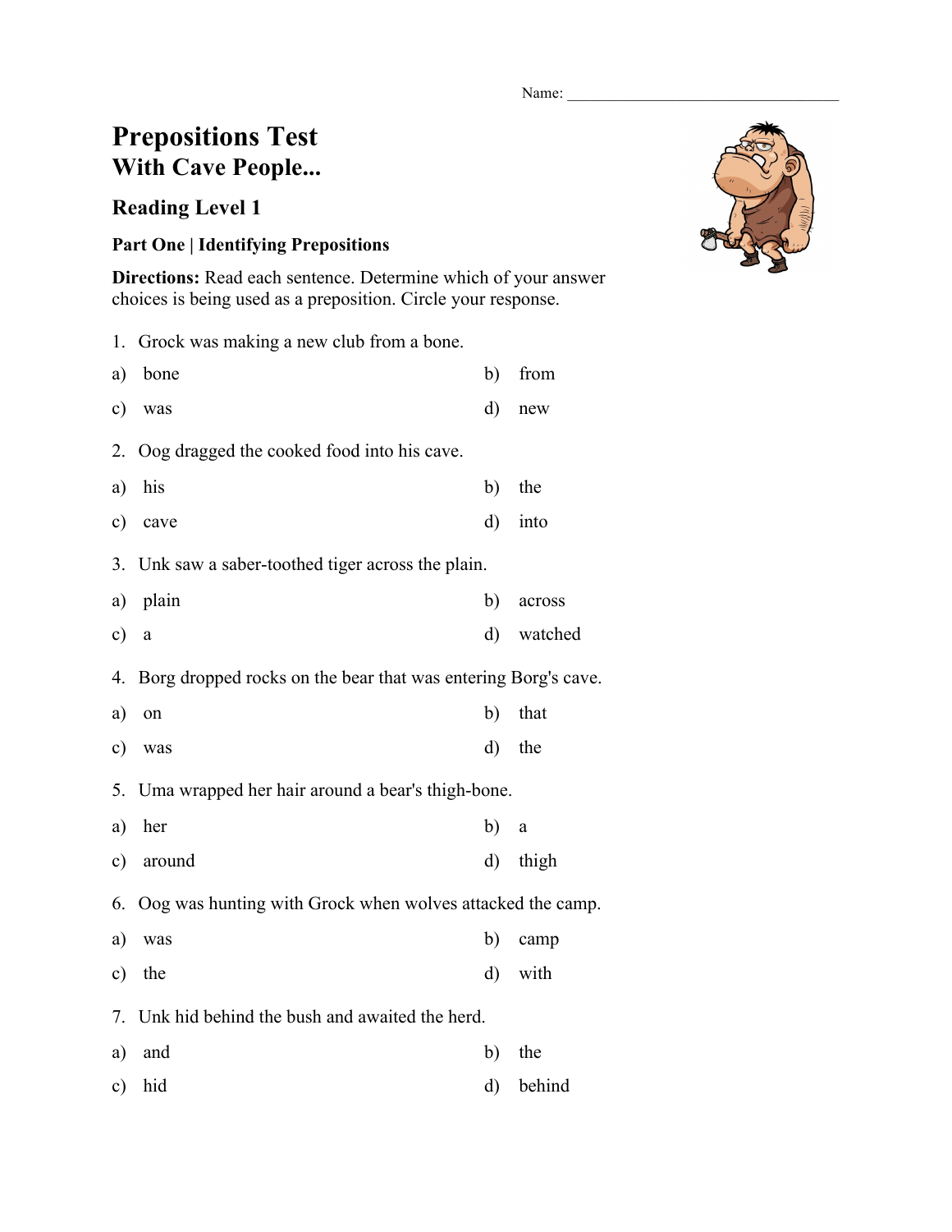Name: ___________________________________

# Prepositions Test
## With Cave People...

### Reading Level 1

**Part One | Identifying Prepositions**

**Directions:** Read each sentence. Determine which of your answer choices is being used as a preposition. Circle your response.

1. Grock was making a new club from a bone.

a) bone
b) from
c) was
d) new

2. Oog dragged the cooked food into his cave.

a) his
b) the
c) cave
d) into

3. Unk saw a saber-toothed tiger across the plain.

a) plain
b) across
c) a
d) watched

4. Borg dropped rocks on the bear that was entering Borg's cave.

a) on
b) that
c) was
d) the

5. Uma wrapped her hair around a bear's thigh-bone.

a) her
b) a
c) around
d) thigh

6. Oog was hunting with Grock when wolves attacked the camp.

a) was
b) camp
c) the
d) with

7. Unk hid behind the bush and awaited the herd.

a) and
b) the
c) hid
d) behind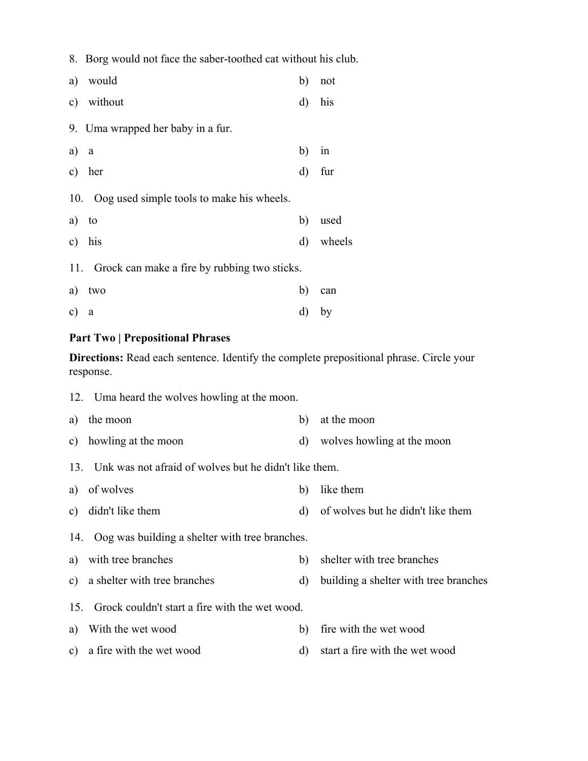8. Borg would not face the saber-toothed cat without his club.

a) would

b) not

c) without

d) his

9. Uma wrapped her baby in a fur.

a) a

b) in

c) her

d) fur

10. Oog used simple tools to make his wheels.

a) to

b) used

c) his

d) wheels

11. Grock can make a fire by rubbing two sticks.

a) two

b) can

c) a

d) by

**Part Two | Prepositional Phrases**

**Directions:** Read each sentence. Identify the complete prepositional phrase. Circle your response.

12. Uma heard the wolves howling at the moon.

a) the moon

b) at the moon

c) howling at the moon

d) wolves howling at the moon

13. Unk was not afraid of wolves but he didn't like them.

a) of wolves

b) like them

c) didn't like them

d) of wolves but he didn't like them

14. Oog was building a shelter with tree branches.

a) with tree branches

b) shelter with tree branches

c) a shelter with tree branches

d) building a shelter with tree branches

15. Grock couldn't start a fire with the wet wood.

a) With the wet wood

b) fire with the wet wood

c) a fire with the wet wood

d) start a fire with the wet wood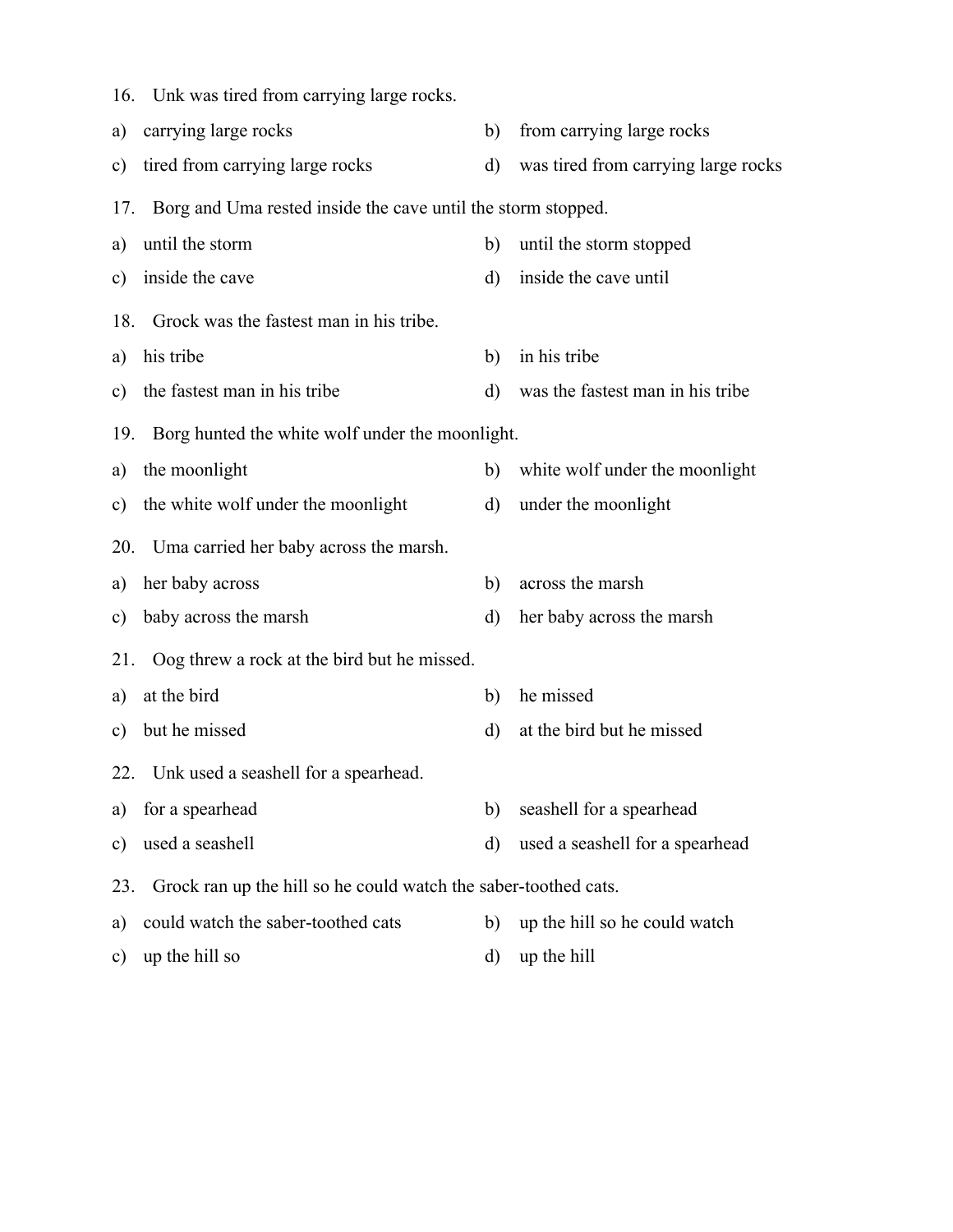16. Unk was tired from carrying large rocks.

a) carrying large rocks
b) from carrying large rocks
c) tired from carrying large rocks
d) was tired from carrying large rocks

17. Borg and Uma rested inside the cave until the storm stopped.

a) until the storm
b) until the storm stopped
c) inside the cave
d) inside the cave until

18. Grock was the fastest man in his tribe.

a) his tribe
b) in his tribe
c) the fastest man in his tribe
d) was the fastest man in his tribe

19. Borg hunted the white wolf under the moonlight.

a) the moonlight
b) white wolf under the moonlight
c) the white wolf under the moonlight
d) under the moonlight

20. Uma carried her baby across the marsh.

a) her baby across
b) across the marsh
c) baby across the marsh
d) her baby across the marsh

21. Oog threw a rock at the bird but he missed.

a) at the bird
b) he missed
c) but he missed
d) at the bird but he missed

22. Unk used a seashell for a spearhead.

a) for a spearhead
b) seashell for a spearhead
c) used a seashell
d) used a seashell for a spearhead

23. Grock ran up the hill so he could watch the saber-toothed cats.

a) could watch the saber-toothed cats
b) up the hill so he could watch
c) up the hill so
d) up the hill